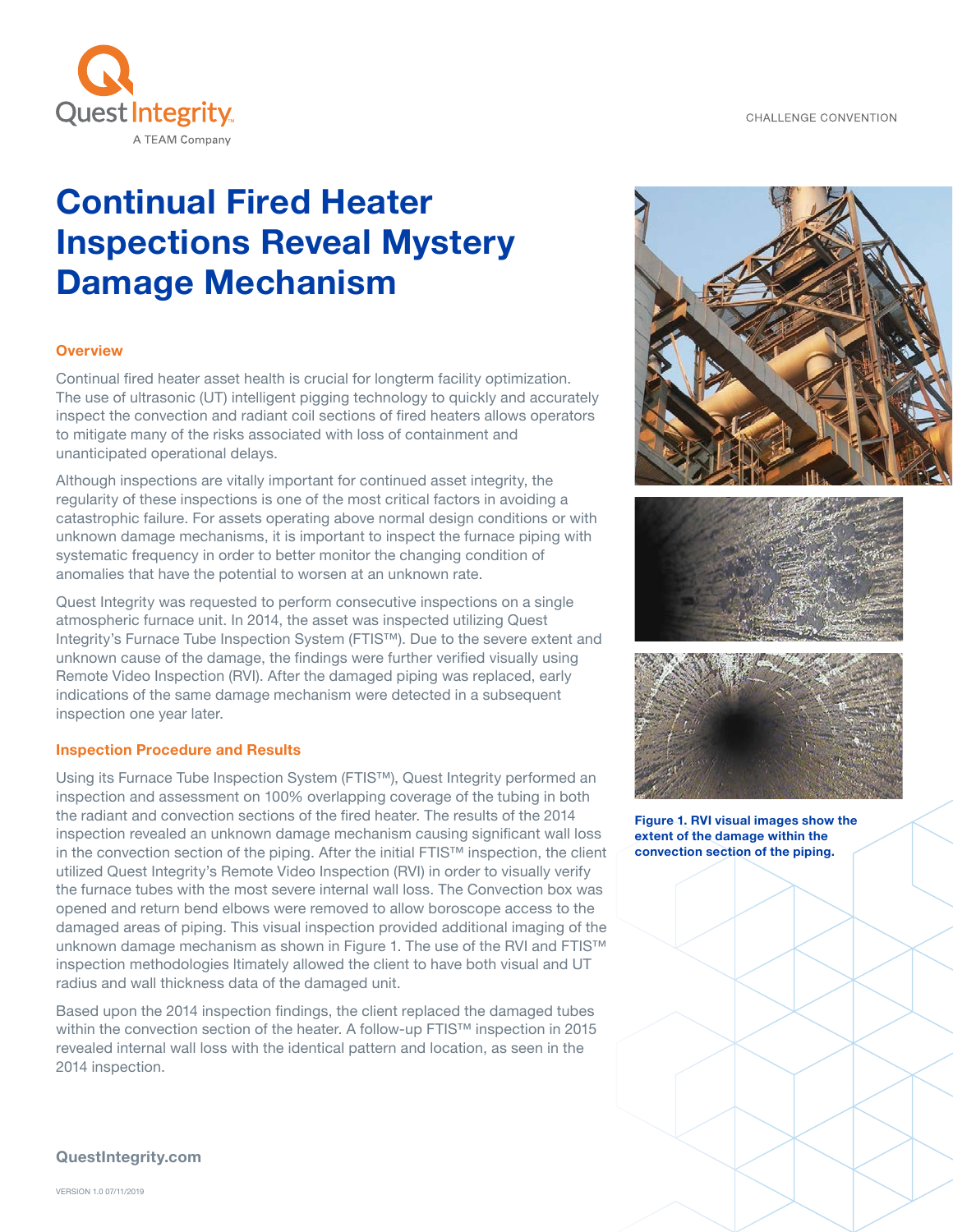CHALLENGE CONVENTION

# Continual Fired Heater Inspections Reveal Mystery Damage Mechanism

## Overview

Continual fired heater asset health is crucial for longterm facility optimization. The use of ultrasonic (UT) intelligent pigging technology to quickly and accurately inspect the convection and radiant coil sections of fired heaters allows operators to mitigate many of the risks associated with loss of containment and unanticipated operational delays.

Although inspections are vitally important for continued asset integrity, the regularity of these inspections is one of the most critical factors in avoiding a catastrophic failure. For assets operating above normal design conditions or with unknown damage mechanisms, it is important to inspect the furnace piping with systematic frequency in order to better monitor the changing condition of anomalies that have the potential to worsen at an unknown rate.

Quest Integrity was requested to perform consecutive inspections on a single atmospheric furnace unit. In 2014, the asset was inspected utilizing Quest Integrity's Furnace Tube Inspection System (FTIS™). Due to the severe extent and unknown cause of the damage, the findings were further verified visually using Remote Video Inspection (RVI). After the damaged piping was replaced, early indications of the same damage mechanism were detected in a subsequent inspection one year later.

## Inspection Procedure and Results

Using its Furnace Tube Inspection System (FTIS™), Quest Integrity performed an inspection and assessment on 100% overlapping coverage of the tubing in both the radiant and convection sections of the fired heater. The results of the 2014 inspection revealed an unknown damage mechanism causing significant wall loss in the convection section of the piping. After the initial FTIS™ inspection, the client utilized Quest Integrity's Remote Video Inspection (RVI) in order to visually verify the furnace tubes with the most severe internal wall loss. The Convection box was opened and return bend elbows were removed to allow boroscope access to the damaged areas of piping. This visual inspection provided additional imaging of the unknown damage mechanism as shown in Figure 1. The use of the RVI and FTIS™ inspection methodologies ltimately allowed the client to have both visual and UT radius and wall thickness data of the damaged unit.

Based upon the 2014 inspection findings, the client replaced the damaged tubes within the convection section of the heater. A follow-up FTIS™ inspection in 2015 revealed internal wall loss with the identical pattern and location, as seen in the 2014 inspection.

**Figure 1. RVI visual images show the extent of the damage within the convection section of the piping.**

QuestIntegrity.com

VERSION 1.0 07/11/2019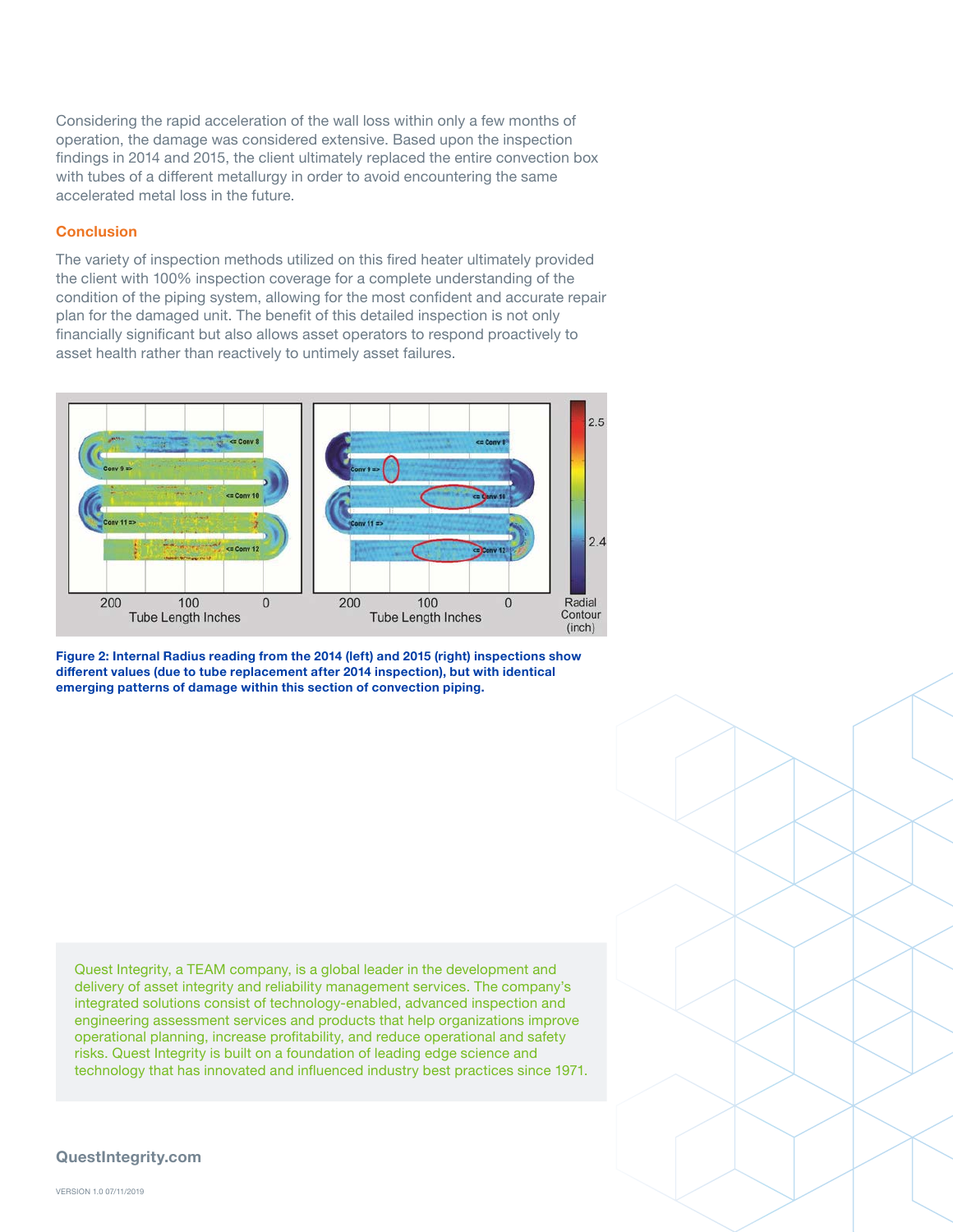Considering the rapid acceleration of the wall loss within only a few months of operation, the damage was considered extensive. Based upon the inspection findings in 2014 and 2015, the client ultimately replaced the entire convection box with tubes of a different metallurgy in order to avoid encountering the same accelerated metal loss in the future.

## Conclusion

The variety of inspection methods utilized on this fired heater ultimately provided the client with 100% inspection coverage for a complete understanding of the condition of the piping system, allowing for the most confident and accurate repair plan for the damaged unit. The benefit of this detailed inspection is not only financially significant but also allows asset operators to respond proactively to asset health rather than reactively to untimely asset failures.

<= Conv 8
Conv 9 =>
<= Conv 10
Conv 11 =>
<= Conv 12

200 100 0
Tube Length Inches

<= Conv 8
Conv 9 =>
<= Conv 10
Conv 11 =>
<= Conv 12

200 100 0
Tube Length Inches

2.5
2.4
Radial Contour (inch)

**Figure 2: Internal Radius reading from the 2014 (left) and 2015 (right) inspections show different values (due to tube replacement after 2014 inspection), but with identical emerging patterns of damage within this section of convection piping.**

Quest Integrity, a TEAM company, is a global leader in the development and delivery of asset integrity and reliability management services. The company's integrated solutions consist of technology-enabled, advanced inspection and engineering assessment services and products that help organizations improve operational planning, increase profitability, and reduce operational and safety risks. Quest Integrity is built on a foundation of leading edge science and technology that has innovated and influenced industry best practices since 1971.

**QuestIntegrity.com**

VERSION 1.0 07/11/2019